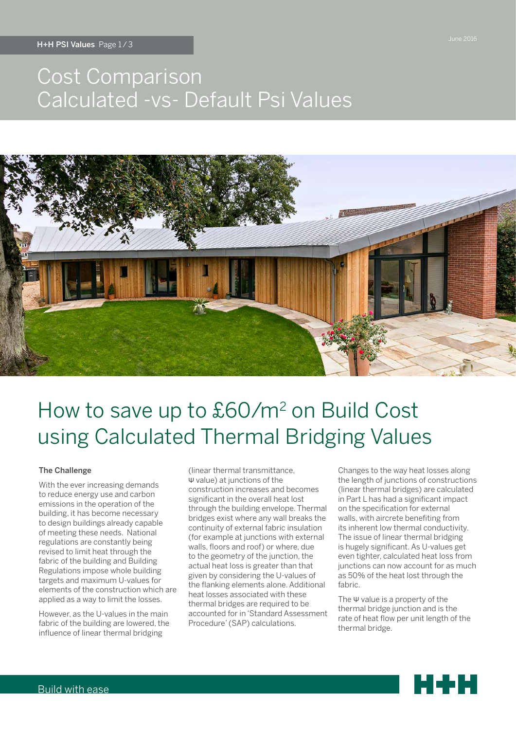# Cost Comparison
# Calculated -vs- Default Psi Values

## How to save up to £60/m$^2$ on Build Cost using Calculated Thermal Bridging Values

### The Challenge

With the ever increasing demands to reduce energy use and carbon emissions in the operation of the building, it has become necessary to design buildings already capable of meeting these needs. National regulations are constantly being revised to limit heat through the fabric of the building and Building Regulations impose whole building targets and maximum U-values for elements of the construction which are applied as a way to limit the losses.

However, as the U-values in the main fabric of the building are lowered, the influence of linear thermal bridging (linear thermal transmittance, Ψ value) at junctions of the construction increases and becomes significant in the overall heat lost through the building envelope. Thermal bridges exist where any wall breaks the continuity of external fabric insulation (for example at junctions with external walls, floors and roof) or where, due to the geometry of the junction, the actual heat loss is greater than that given by considering the U-values of the flanking elements alone. Additional heat losses associated with these thermal bridges are required to be accounted for in 'Standard Assessment Procedure' (SAP) calculations.

Changes to the way heat losses along the length of junctions of constructions (linear thermal bridges) are calculated in Part L has had a significant impact on the specification for external walls, with aircrete benefiting from its inherent low thermal conductivity. The issue of linear thermal bridging is hugely significant. As U-values get even tighter, calculated heat loss from junctions can now account for as much as 50% of the heat lost through the fabric.

The Ψ value is a property of the thermal bridge junction and is the rate of heat flow per unit length of the thermal bridge.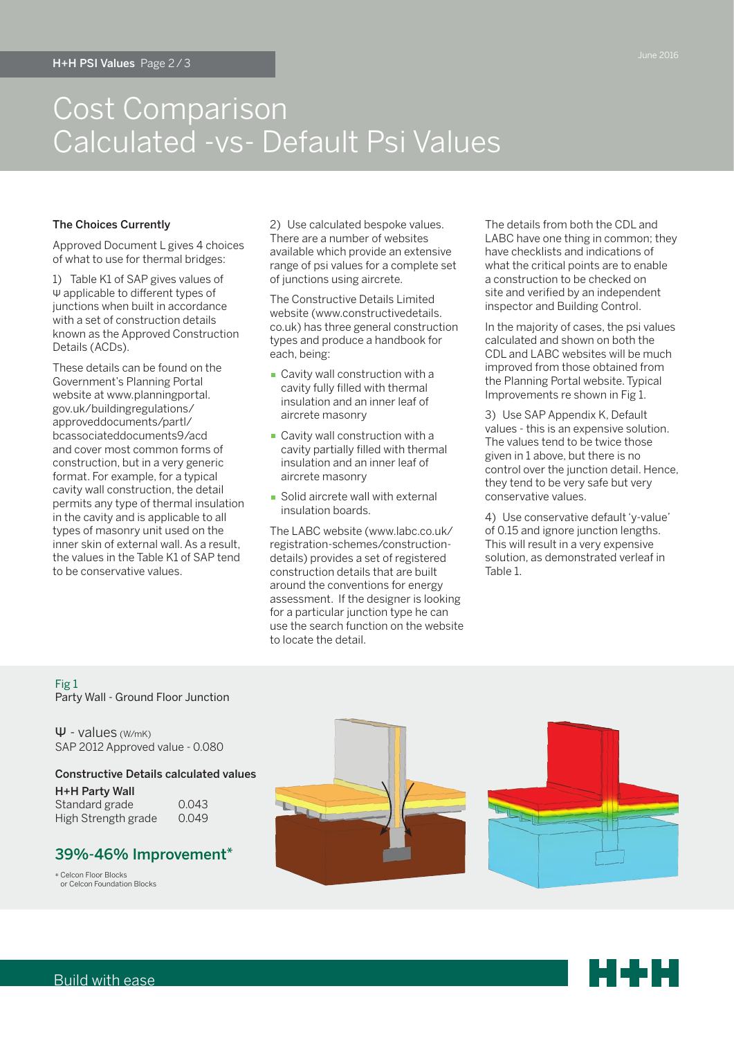# Cost Comparison Calculated -vs- Default Psi Values

### The Choices Currently

Approved Document L gives 4 choices of what to use for thermal bridges:

1) Table K1 of SAP gives values of Ψ applicable to different types of junctions when built in accordance with a set of construction details known as the Approved Construction Details (ACDs).

These details can be found on the Government's Planning Portal website at www.planningportal.gov.uk/buildingregulations/approveddocuments/partl/bcassociateddocuments9/acd and cover most common forms of construction, but in a very generic format. For example, for a typical cavity wall construction, the detail permits any type of thermal insulation in the cavity and is applicable to all types of masonry unit used on the inner skin of external wall. As a result, the values in the Table K1 of SAP tend to be conservative values.

2) Use calculated bespoke values. There are a number of websites available which provide an extensive range of psi values for a complete set of junctions using aircrete.

The Constructive Details Limited website (www.constructivedetails.co.uk) has three general construction types and produce a handbook for each, being:

- Cavity wall construction with a cavity fully filled with thermal insulation and an inner leaf of aircrete masonry
- Cavity wall construction with a cavity partially filled with thermal insulation and an inner leaf of aircrete masonry
- Solid aircrete wall with external insulation boards.

The LABC website (www.labc.co.uk/registration-schemes/construction-details) provides a set of registered construction details that are built around the conventions for energy assessment. If the designer is looking for a particular junction type he can use the search function on the website to locate the detail.

The details from both the CDL and LABC have one thing in common; they have checklists and indications of what the critical points are to enable a construction to be checked on site and verified by an independent inspector and Building Control.

In the majority of cases, the psi values calculated and shown on both the CDL and LABC websites will be much improved from those obtained from the Planning Portal website. Typical Improvements re shown in Fig 1.

3) Use SAP Appendix K, Default values - this is an expensive solution. The values tend to be twice those given in 1 above, but there is no control over the junction detail. Hence, they tend to be very safe but very conservative values.

4) Use conservative default 'y-value' of 0.15 and ignore junction lengths. This will result in a very expensive solution, as demonstrated verleaf in Table 1.

Fig 1
Party Wall - Ground Floor Junction

Ψ - values (W/mK)
SAP 2012 Approved value - 0.080

**Constructive Details calculated values**

| **H+H Party Wall** | |
|---|---|
| Standard grade | 0.043 |
| High Strength grade | 0.049 |

## 39%-46% Improvement*

\* Celcon Floor Blocks or Celcon Foundation Blocks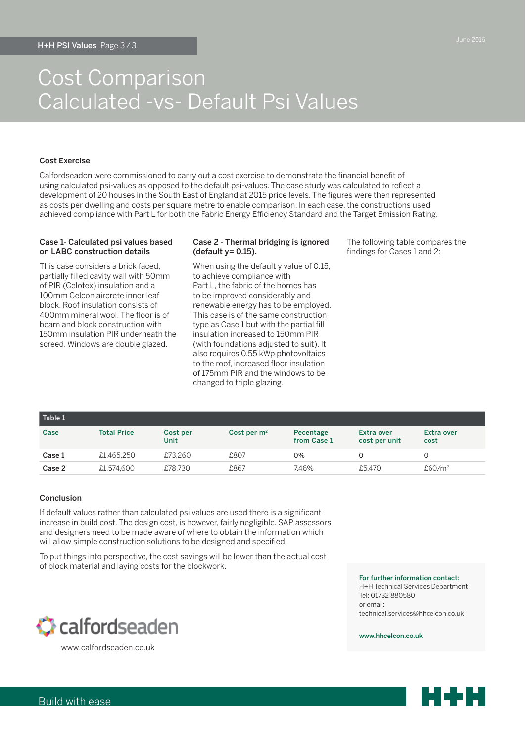# Cost Comparison Calculated -vs- Default Psi Values

June 2016

### Cost Exercise

Calfordseadon were commissioned to carry out a cost exercise to demonstrate the financial benefit of using calculated psi-values as opposed to the default psi-values. The case study was calculated to reflect a development of 20 houses in the South East of England at 2015 price levels. The figures were then represented as costs per dwelling and costs per square metre to enable comparison. In each case, the constructions used achieved compliance with Part L for both the Fabric Energy Efficiency Standard and the Target Emission Rating.

### Case 1- Calculated psi values based on LABC construction details

This case considers a brick faced, partially filled cavity wall with 50mm of PIR (Celotex) insulation and a 100mm Celcon aircrete inner leaf block. Roof insulation consists of 400mm mineral wool. The floor is of beam and block construction with 150mm insulation PIR underneath the screed. Windows are double glazed.

### Case 2 - Thermal bridging is ignored (default y= 0.15).

When using the default y value of 0.15, to achieve compliance with Part L, the fabric of the homes has to be improved considerably and renewable energy has to be employed. This case is of the same construction type as Case 1 but with the partial fill insulation increased to 150mm PIR (with foundations adjusted to suit). It also requires 0.55 kWp photovoltaics to the roof, increased floor insulation of 175mm PIR and the windows to be changed to triple glazing.

The following table compares the findings for Cases 1 and 2:

**Table 1**

| Case | Total Price | Cost per Unit | Cost per $m^2$ | Pecentage from Case 1 | Extra over cost per unit | Extra over cost |
|---|---|---|---|---|---|---|
| Case 1 | £1,465,250 | £73,260 | £807 | 0% | 0 | 0 |
| Case 2 | £1,574,600 | £78,730 | £867 | 7.46% | £5,470 | £60/$m^2$ |

### Conclusion

If default values rather than calculated psi values are used there is a significant increase in build cost. The design cost, is however, fairly negligible. SAP assessors and designers need to be made aware of where to obtain the information which will allow simple construction solutions to be designed and specified.

To put things into perspective, the cost savings will be lower than the actual cost of block material and laying costs for the blockwork.

calfordseaden

www.calfordseaden.co.uk

**For further information contact:**
H+H Technical Services Department
Tel: 01732 880580
or email:
technical.services@hhcelcon.co.uk

**www.hhcelcon.co.uk**

Build with ease

H+H